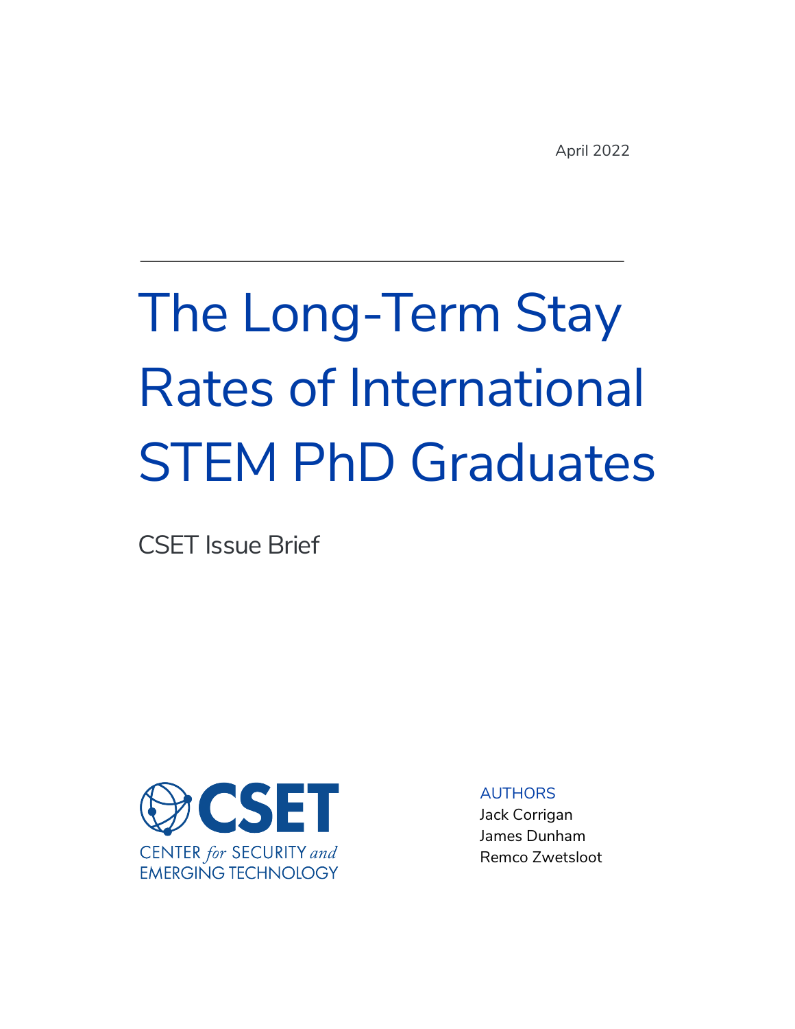April 2022

# The Long-Term Stay Rates of International STEM PhD Graduates

CSET Issue Brief

CSET
CENTER *for* SECURITY *and* EMERGING TECHNOLOGY

AUTHORS
Jack Corrigan
James Dunham
Remco Zwetsloot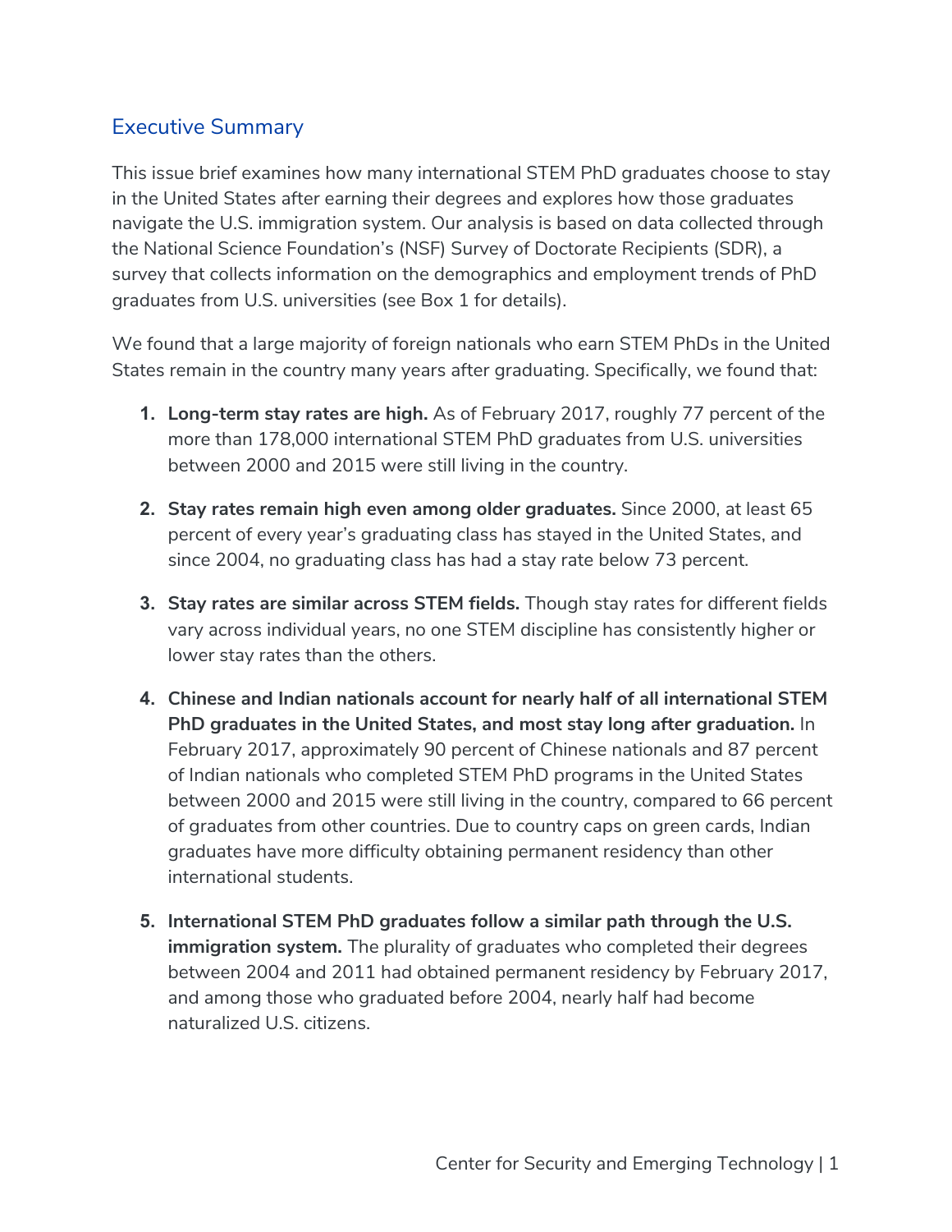## Executive Summary

This issue brief examines how many international STEM PhD graduates choose to stay in the United States after earning their degrees and explores how those graduates navigate the U.S. immigration system. Our analysis is based on data collected through the National Science Foundation's (NSF) Survey of Doctorate Recipients (SDR), a survey that collects information on the demographics and employment trends of PhD graduates from U.S. universities (see Box 1 for details).

We found that a large majority of foreign nationals who earn STEM PhDs in the United States remain in the country many years after graduating. Specifically, we found that:

1. **Long-term stay rates are high.** As of February 2017, roughly 77 percent of the more than 178,000 international STEM PhD graduates from U.S. universities between 2000 and 2015 were still living in the country.

2. **Stay rates remain high even among older graduates.** Since 2000, at least 65 percent of every year's graduating class has stayed in the United States, and since 2004, no graduating class has had a stay rate below 73 percent.

3. **Stay rates are similar across STEM fields.** Though stay rates for different fields vary across individual years, no one STEM discipline has consistently higher or lower stay rates than the others.

4. **Chinese and Indian nationals account for nearly half of all international STEM PhD graduates in the United States, and most stay long after graduation.** In February 2017, approximately 90 percent of Chinese nationals and 87 percent of Indian nationals who completed STEM PhD programs in the United States between 2000 and 2015 were still living in the country, compared to 66 percent of graduates from other countries. Due to country caps on green cards, Indian graduates have more difficulty obtaining permanent residency than other international students.

5. **International STEM PhD graduates follow a similar path through the U.S. immigration system.** The plurality of graduates who completed their degrees between 2004 and 2011 had obtained permanent residency by February 2017, and among those who graduated before 2004, nearly half had become naturalized U.S. citizens.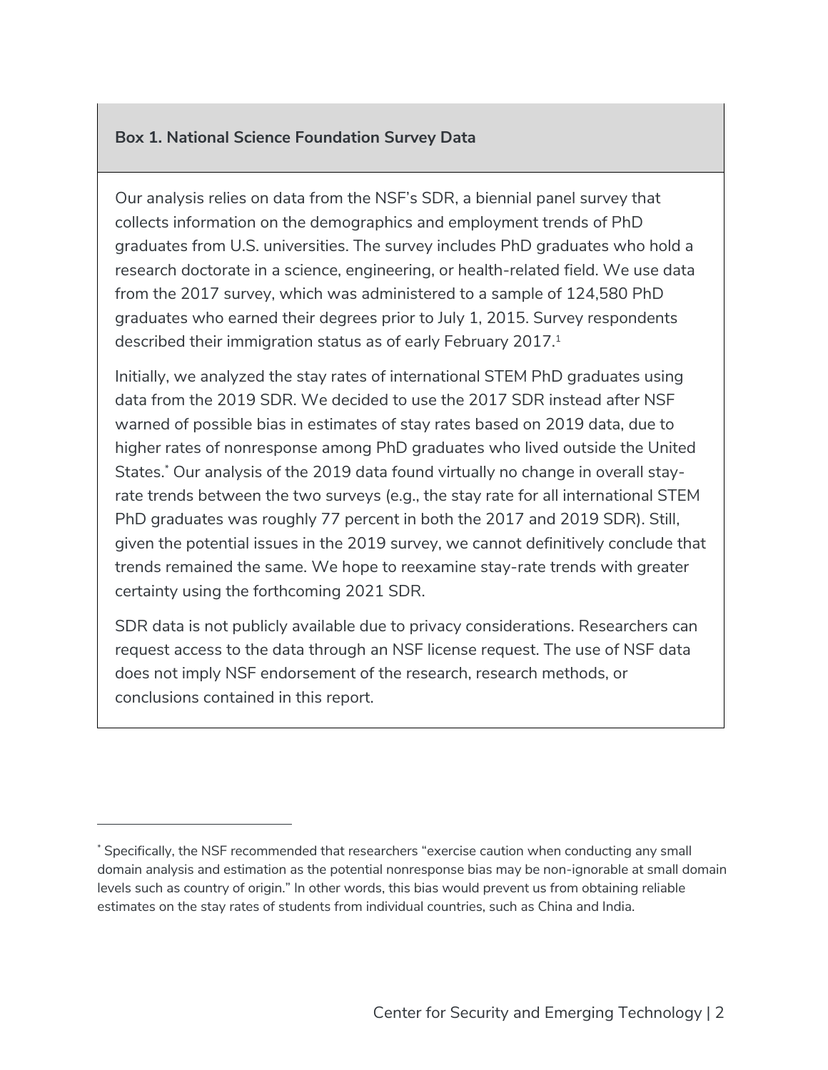**Box 1. National Science Foundation Survey Data**

Our analysis relies on data from the NSF's SDR, a biennial panel survey that collects information on the demographics and employment trends of PhD graduates from U.S. universities. The survey includes PhD graduates who hold a research doctorate in a science, engineering, or health-related field. We use data from the 2017 survey, which was administered to a sample of 124,580 PhD graduates who earned their degrees prior to July 1, 2015. Survey respondents described their immigration status as of early February 2017.[1]

Initially, we analyzed the stay rates of international STEM PhD graduates using data from the 2019 SDR. We decided to use the 2017 SDR instead after NSF warned of possible bias in estimates of stay rates based on 2019 data, due to higher rates of nonresponse among PhD graduates who lived outside the United States.[*] Our analysis of the 2019 data found virtually no change in overall stay-rate trends between the two surveys (e.g., the stay rate for all international STEM PhD graduates was roughly 77 percent in both the 2017 and 2019 SDR). Still, given the potential issues in the 2019 survey, we cannot definitively conclude that trends remained the same. We hope to reexamine stay-rate trends with greater certainty using the forthcoming 2021 SDR.

SDR data is not publicly available due to privacy considerations. Researchers can request access to the data through an NSF license request. The use of NSF data does not imply NSF endorsement of the research, research methods, or conclusions contained in this report.

---

[*] Specifically, the NSF recommended that researchers "exercise caution when conducting any small domain analysis and estimation as the potential nonresponse bias may be non-ignorable at small domain levels such as country of origin." In other words, this bias would prevent us from obtaining reliable estimates on the stay rates of students from individual countries, such as China and India.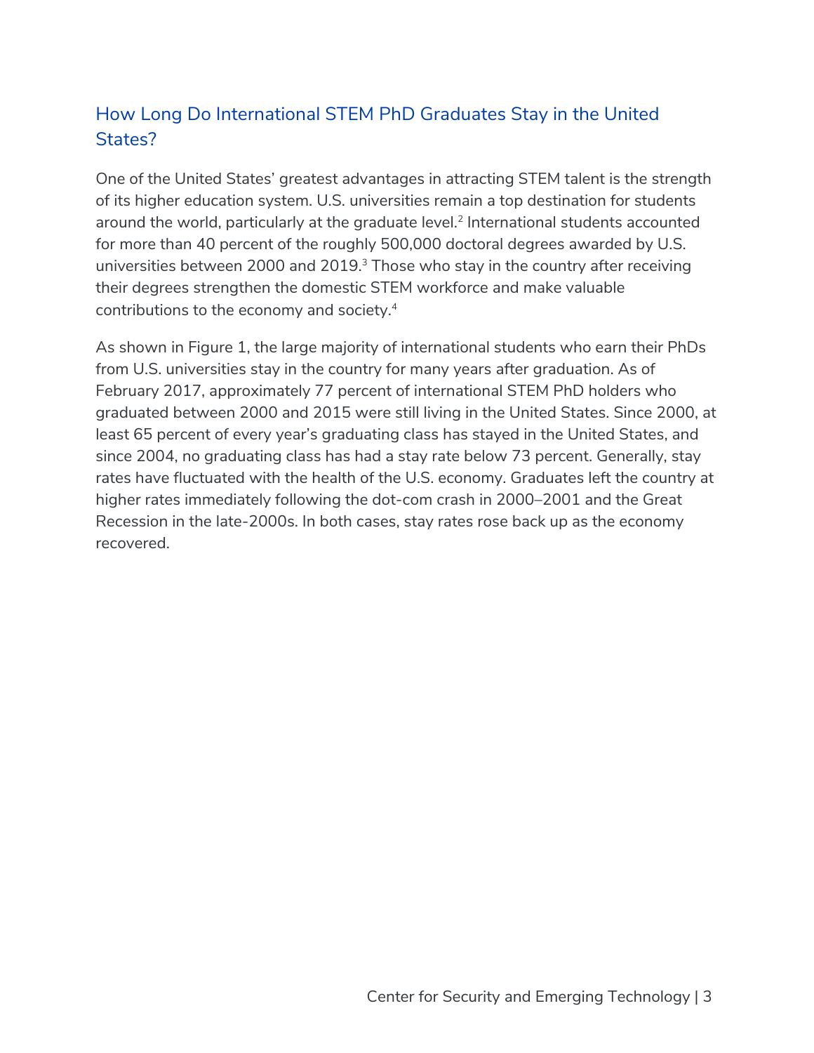## How Long Do International STEM PhD Graduates Stay in the United States?

One of the United States' greatest advantages in attracting STEM talent is the strength of its higher education system. U.S. universities remain a top destination for students around the world, particularly at the graduate level.[2] International students accounted for more than 40 percent of the roughly 500,000 doctoral degrees awarded by U.S. universities between 2000 and 2019.[3] Those who stay in the country after receiving their degrees strengthen the domestic STEM workforce and make valuable contributions to the economy and society.[4]

As shown in Figure 1, the large majority of international students who earn their PhDs from U.S. universities stay in the country for many years after graduation. As of February 2017, approximately 77 percent of international STEM PhD holders who graduated between 2000 and 2015 were still living in the United States. Since 2000, at least 65 percent of every year's graduating class has stayed in the United States, and since 2004, no graduating class has had a stay rate below 73 percent. Generally, stay rates have fluctuated with the health of the U.S. economy. Graduates left the country at higher rates immediately following the dot-com crash in 2000–2001 and the Great Recession in the late-2000s. In both cases, stay rates rose back up as the economy recovered.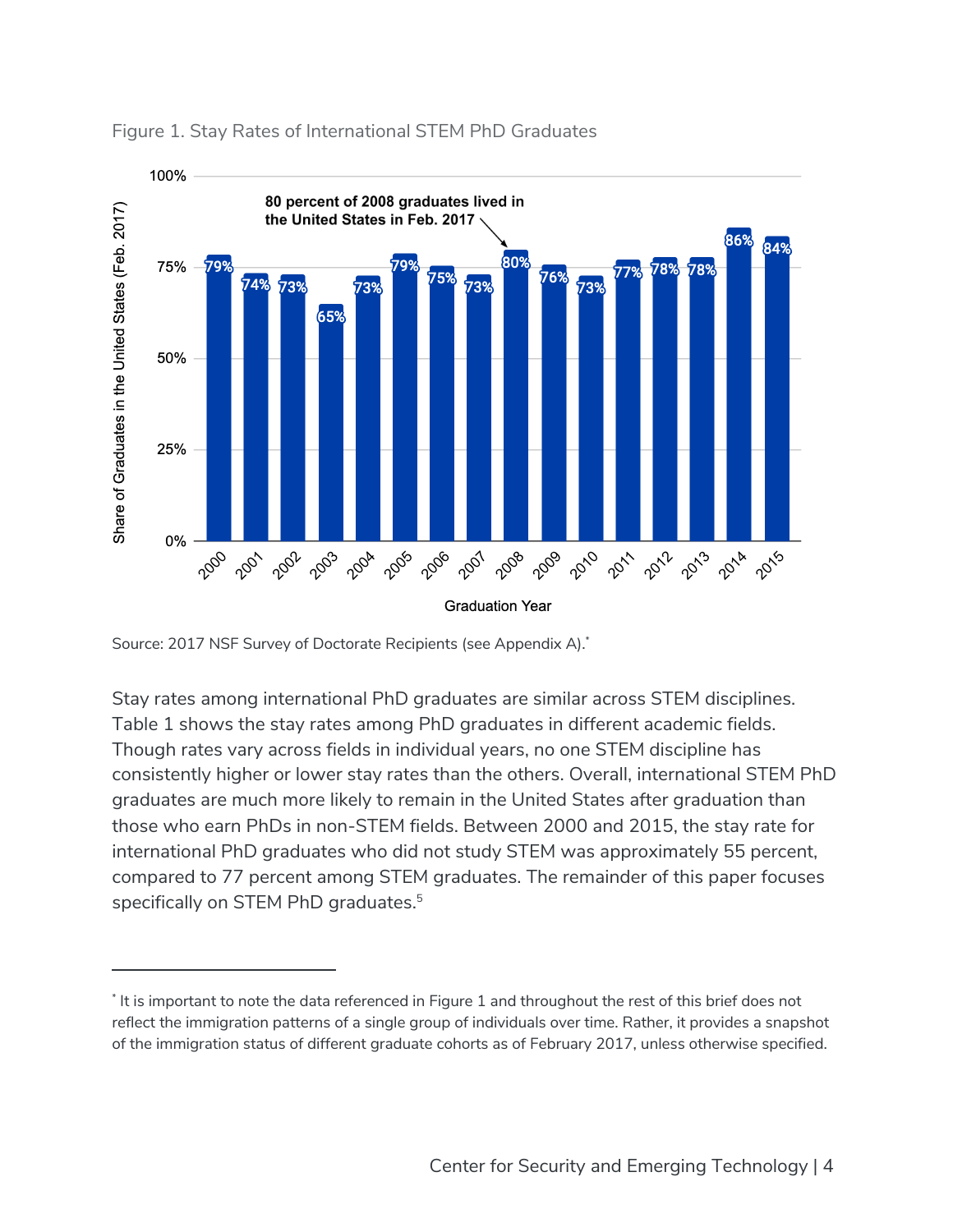Figure 1. Stay Rates of International STEM PhD Graduates

| Graduation Year | Share of Graduates in the United States (Feb. 2017) |
| --- | --- |
| 2000 | 79% |
| 2001 | 74% |
| 2002 | 73% |
| 2003 | 65% |
| 2004 | 73% |
| 2005 | 79% |
| 2006 | 75% |
| 2007 | 73% |
| 2008 | 80% |
| 2009 | 76% |
| 2010 | 73% |
| 2011 | 77% |
| 2012 | 78% |
| 2013 | 78% |
| 2014 | 86% |
| 2015 | 84% |

80 percent of 2008 graduates lived in the United States in Feb. 2017

Source: 2017 NSF Survey of Doctorate Recipients (see Appendix A).*

Stay rates among international PhD graduates are similar across STEM disciplines. Table 1 shows the stay rates among PhD graduates in different academic fields. Though rates vary across fields in individual years, no one STEM discipline has consistently higher or lower stay rates than the others. Overall, international STEM PhD graduates are much more likely to remain in the United States after graduation than those who earn PhDs in non-STEM fields. Between 2000 and 2015, the stay rate for international PhD graduates who did not study STEM was approximately 55 percent, compared to 77 percent among STEM graduates. The remainder of this paper focuses specifically on STEM PhD graduates.[5]

---

* It is important to note the data referenced in Figure 1 and throughout the rest of this brief does not reflect the immigration patterns of a single group of individuals over time. Rather, it provides a snapshot of the immigration status of different graduate cohorts as of February 2017, unless otherwise specified.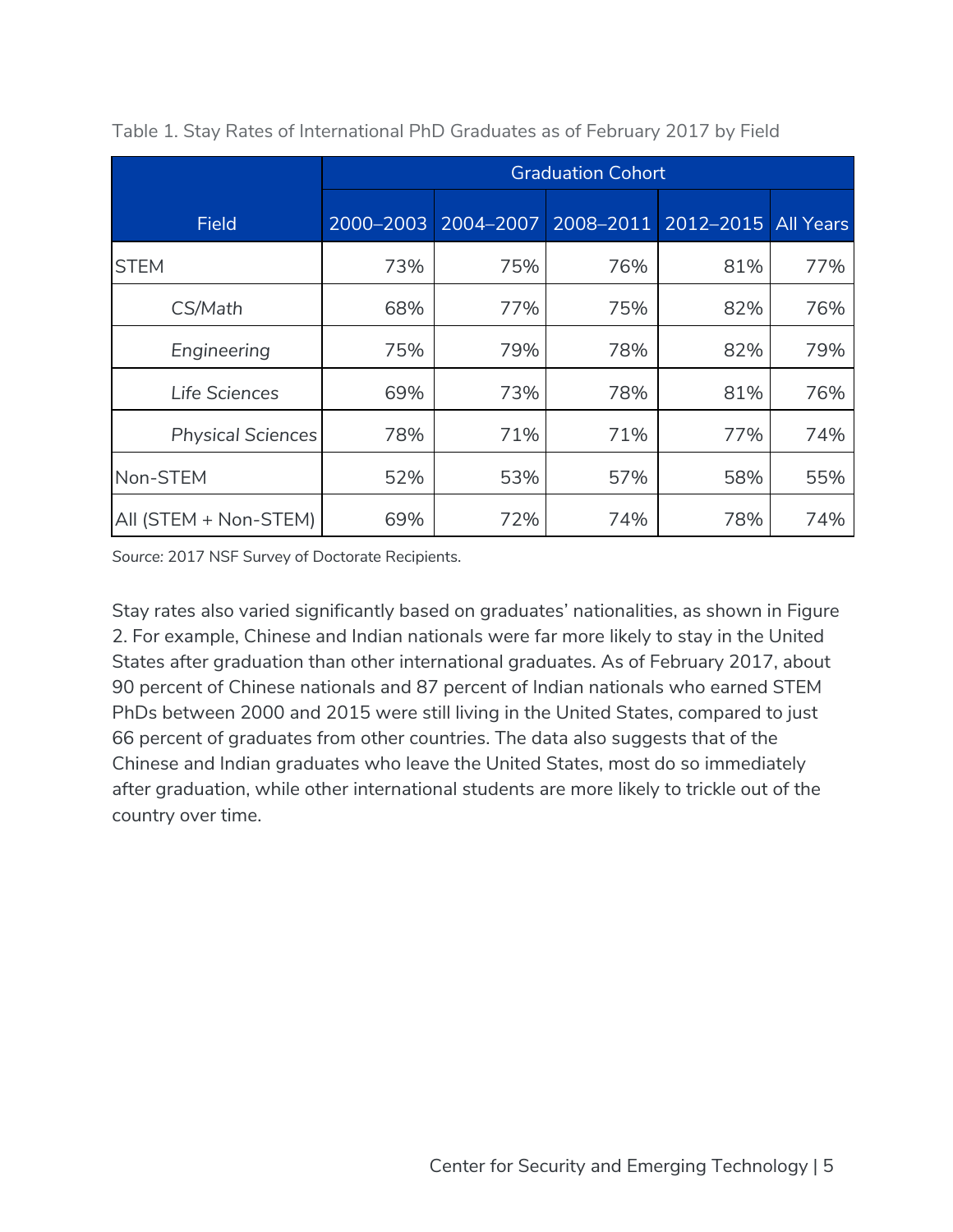Table 1. Stay Rates of International PhD Graduates as of February 2017 by Field

| Field | Graduation Cohort | | | | |
|---|---|---|---|---|---|
| | 2000–2003 | 2004–2007 | 2008–2011 | 2012–2015 | All Years |
| STEM | 73% | 75% | 76% | 81% | 77% |
| *CS/Math* | 68% | 77% | 75% | 82% | 76% |
| *Engineering* | 75% | 79% | 78% | 82% | 79% |
| *Life Sciences* | 69% | 73% | 78% | 81% | 76% |
| *Physical Sciences* | 78% | 71% | 71% | 77% | 74% |
| Non-STEM | 52% | 53% | 57% | 58% | 55% |
| All (STEM + Non-STEM) | 69% | 72% | 74% | 78% | 74% |

Source: 2017 NSF Survey of Doctorate Recipients.

Stay rates also varied significantly based on graduates' nationalities, as shown in Figure 2. For example, Chinese and Indian nationals were far more likely to stay in the United States after graduation than other international graduates. As of February 2017, about 90 percent of Chinese nationals and 87 percent of Indian nationals who earned STEM PhDs between 2000 and 2015 were still living in the United States, compared to just 66 percent of graduates from other countries. The data also suggests that of the Chinese and Indian graduates who leave the United States, most do so immediately after graduation, while other international students are more likely to trickle out of the country over time.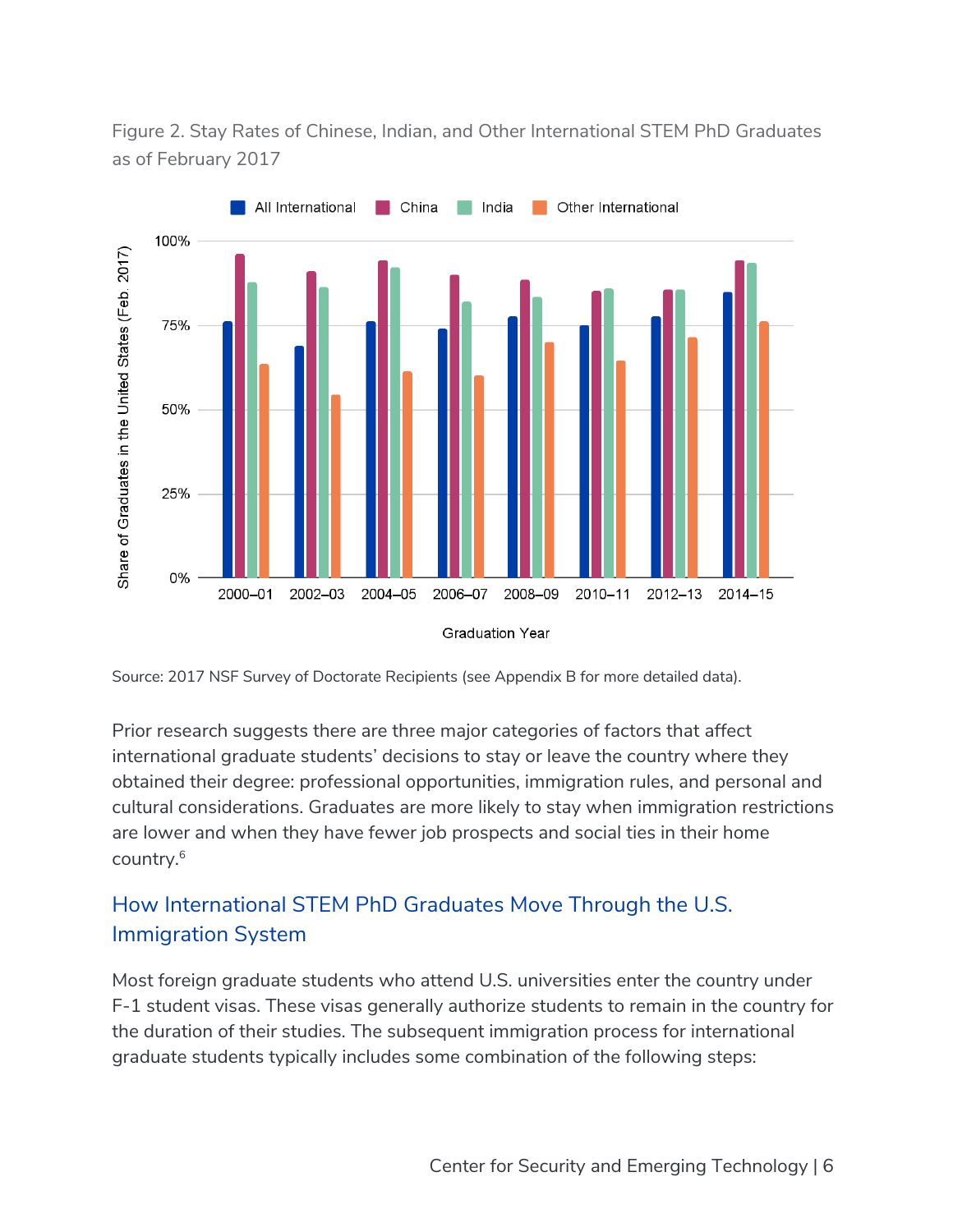Figure 2. Stay Rates of Chinese, Indian, and Other International STEM PhD Graduates as of February 2017

Source: 2017 NSF Survey of Doctorate Recipients (see Appendix B for more detailed data).

Prior research suggests there are three major categories of factors that affect international graduate students' decisions to stay or leave the country where they obtained their degree: professional opportunities, immigration rules, and personal and cultural considerations. Graduates are more likely to stay when immigration restrictions are lower and when they have fewer job prospects and social ties in their home country.[6]

## How International STEM PhD Graduates Move Through the U.S. Immigration System

Most foreign graduate students who attend U.S. universities enter the country under F-1 student visas. These visas generally authorize students to remain in the country for the duration of their studies. The subsequent immigration process for international graduate students typically includes some combination of the following steps: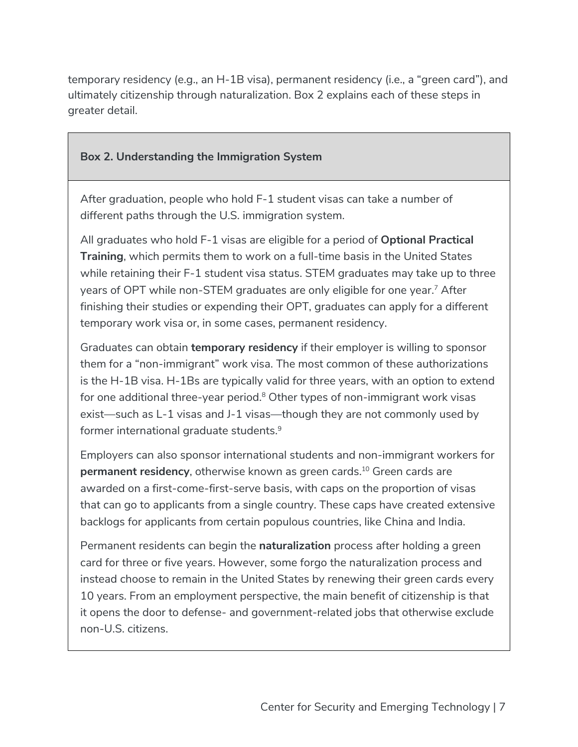temporary residency (e.g., an H-1B visa), permanent residency (i.e., a "green card"), and ultimately citizenship through naturalization. Box 2 explains each of these steps in greater detail.

**Box 2. Understanding the Immigration System**

After graduation, people who hold F-1 student visas can take a number of different paths through the U.S. immigration system.

All graduates who hold F-1 visas are eligible for a period of **Optional Practical Training**, which permits them to work on a full-time basis in the United States while retaining their F-1 student visa status. STEM graduates may take up to three years of OPT while non-STEM graduates are only eligible for one year.[7] After finishing their studies or expending their OPT, graduates can apply for a different temporary work visa or, in some cases, permanent residency.

Graduates can obtain **temporary residency** if their employer is willing to sponsor them for a "non-immigrant" work visa. The most common of these authorizations is the H-1B visa. H-1Bs are typically valid for three years, with an option to extend for one additional three-year period.[8] Other types of non-immigrant work visas exist—such as L-1 visas and J-1 visas—though they are not commonly used by former international graduate students.[9]

Employers can also sponsor international students and non-immigrant workers for **permanent residency**, otherwise known as green cards.[10] Green cards are awarded on a first-come-first-serve basis, with caps on the proportion of visas that can go to applicants from a single country. These caps have created extensive backlogs for applicants from certain populous countries, like China and India.

Permanent residents can begin the **naturalization** process after holding a green card for three or five years. However, some forgo the naturalization process and instead choose to remain in the United States by renewing their green cards every 10 years. From an employment perspective, the main benefit of citizenship is that it opens the door to defense- and government-related jobs that otherwise exclude non-U.S. citizens.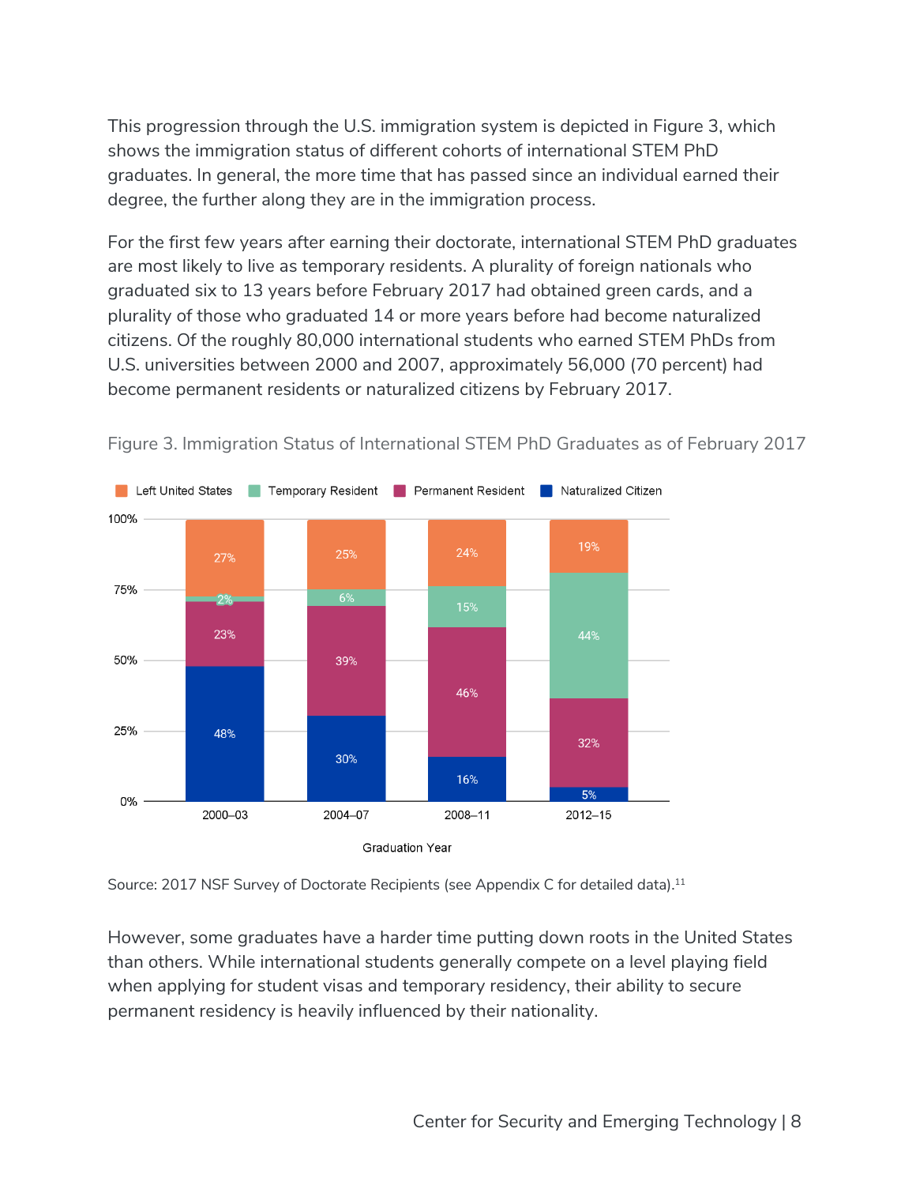This progression through the U.S. immigration system is depicted in Figure 3, which shows the immigration status of different cohorts of international STEM PhD graduates. In general, the more time that has passed since an individual earned their degree, the further along they are in the immigration process.

For the first few years after earning their doctorate, international STEM PhD graduates are most likely to live as temporary residents. A plurality of foreign nationals who graduated six to 13 years before February 2017 had obtained green cards, and a plurality of those who graduated 14 or more years before had become naturalized citizens. Of the roughly 80,000 international students who earned STEM PhDs from U.S. universities between 2000 and 2007, approximately 56,000 (70 percent) had become permanent residents or naturalized citizens by February 2017.

Figure 3. Immigration Status of International STEM PhD Graduates as of February 2017

| Graduation Year | Left United States | Temporary Resident | Permanent Resident | Naturalized Citizen |
| --- | --- | --- | --- | --- |
| 2000–03 | 27% | 2% | 23% | 48% |
| 2004–07 | 25% | 6% | 39% | 30% |
| 2008–11 | 24% | 15% | 46% | 16% |
| 2012–15 | 19% | 44% | 32% | 5% |

Source: 2017 NSF Survey of Doctorate Recipients (see Appendix C for detailed data).[11]

However, some graduates have a harder time putting down roots in the United States than others. While international students generally compete on a level playing field when applying for student visas and temporary residency, their ability to secure permanent residency is heavily influenced by their nationality.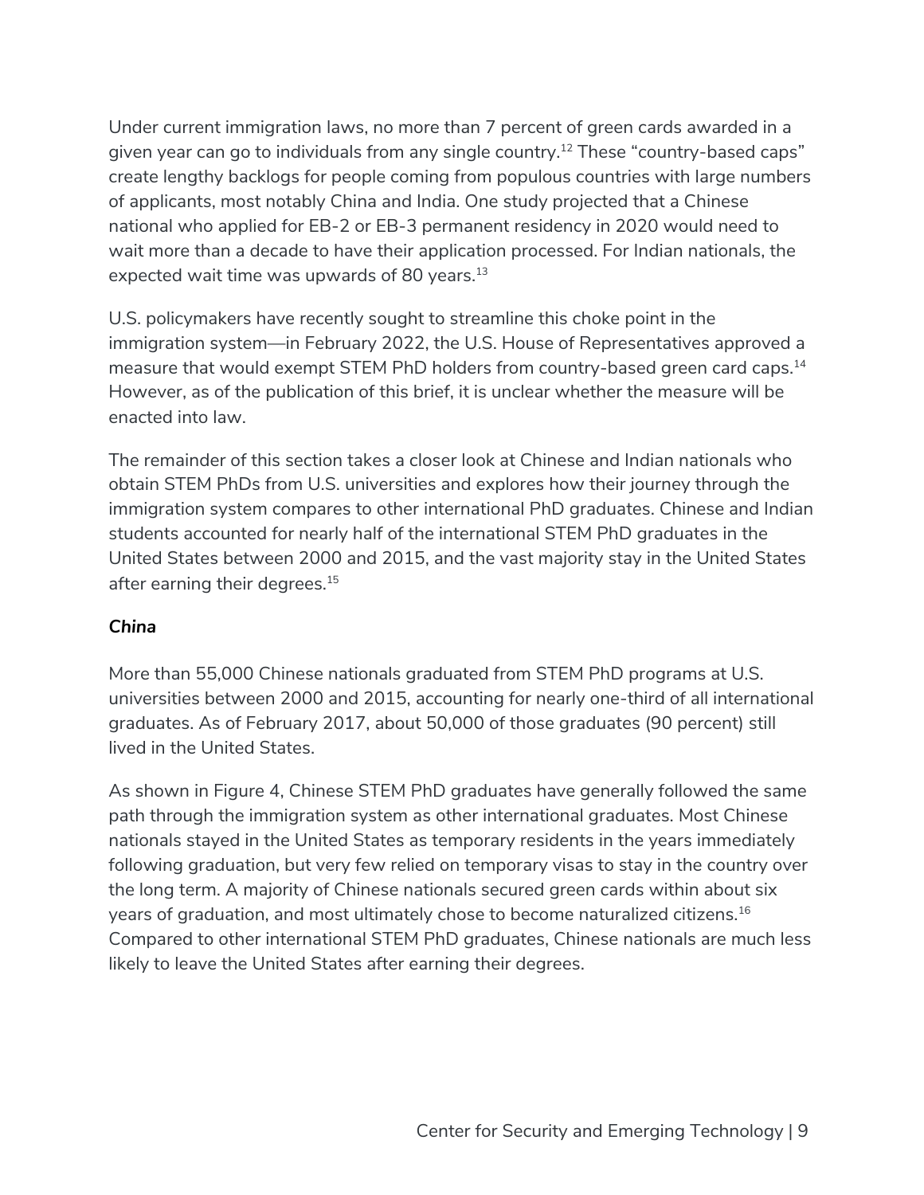Under current immigration laws, no more than 7 percent of green cards awarded in a given year can go to individuals from any single country.[12] These "country-based caps" create lengthy backlogs for people coming from populous countries with large numbers of applicants, most notably China and India. One study projected that a Chinese national who applied for EB-2 or EB-3 permanent residency in 2020 would need to wait more than a decade to have their application processed. For Indian nationals, the expected wait time was upwards of 80 years.[13]

U.S. policymakers have recently sought to streamline this choke point in the immigration system—in February 2022, the U.S. House of Representatives approved a measure that would exempt STEM PhD holders from country-based green card caps.[14] However, as of the publication of this brief, it is unclear whether the measure will be enacted into law.

The remainder of this section takes a closer look at Chinese and Indian nationals who obtain STEM PhDs from U.S. universities and explores how their journey through the immigration system compares to other international PhD graduates. Chinese and Indian students accounted for nearly half of the international STEM PhD graduates in the United States between 2000 and 2015, and the vast majority stay in the United States after earning their degrees.[15]

### *China*

More than 55,000 Chinese nationals graduated from STEM PhD programs at U.S. universities between 2000 and 2015, accounting for nearly one-third of all international graduates. As of February 2017, about 50,000 of those graduates (90 percent) still lived in the United States.

As shown in Figure 4, Chinese STEM PhD graduates have generally followed the same path through the immigration system as other international graduates. Most Chinese nationals stayed in the United States as temporary residents in the years immediately following graduation, but very few relied on temporary visas to stay in the country over the long term. A majority of Chinese nationals secured green cards within about six years of graduation, and most ultimately chose to become naturalized citizens.[16] Compared to other international STEM PhD graduates, Chinese nationals are much less likely to leave the United States after earning their degrees.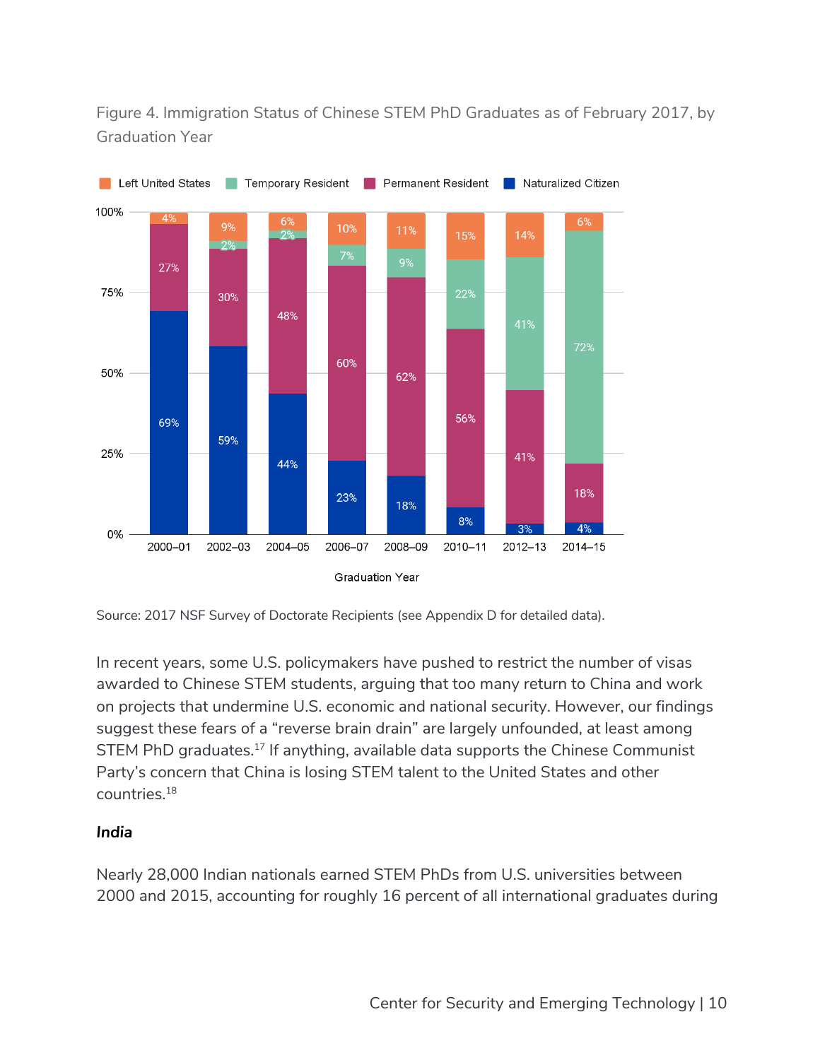Figure 4. Immigration Status of Chinese STEM PhD Graduates as of February 2017, by Graduation Year

| Graduation Year | Left United States | Temporary Resident | Permanent Resident | Naturalized Citizen |
|---|---|---|---|---|
| 2000–01 | 4% | | 27% | 69% |
| 2002–03 | 9% | 2% | 30% | 59% |
| 2004–05 | 6% | 2% | 48% | 44% |
| 2006–07 | 10% | 7% | 60% | 23% |
| 2008–09 | 11% | 9% | 62% | 18% |
| 2010–11 | 15% | 22% | 56% | 8% |
| 2012–13 | 14% | 41% | 41% | 3% |
| 2014–15 | 6% | 72% | 18% | 4% |

Source: 2017 NSF Survey of Doctorate Recipients (see Appendix D for detailed data).

In recent years, some U.S. policymakers have pushed to restrict the number of visas awarded to Chinese STEM students, arguing that too many return to China and work on projects that undermine U.S. economic and national security. However, our findings suggest these fears of a "reverse brain drain" are largely unfounded, at least among STEM PhD graduates.[17] If anything, available data supports the Chinese Communist Party's concern that China is losing STEM talent to the United States and other countries.[18]

### *India*

Nearly 28,000 Indian nationals earned STEM PhDs from U.S. universities between 2000 and 2015, accounting for roughly 16 percent of all international graduates during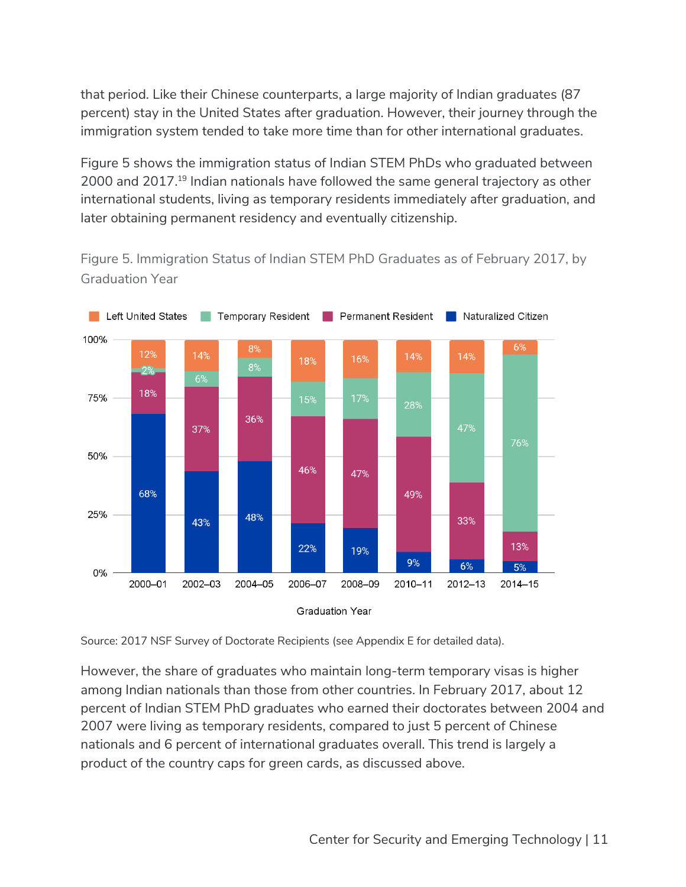that period. Like their Chinese counterparts, a large majority of Indian graduates (87 percent) stay in the United States after graduation. However, their journey through the immigration system tended to take more time than for other international graduates.

Figure 5 shows the immigration status of Indian STEM PhDs who graduated between 2000 and 2017.[19] Indian nationals have followed the same general trajectory as other international students, living as temporary residents immediately after graduation, and later obtaining permanent residency and eventually citizenship.

Figure 5. Immigration Status of Indian STEM PhD Graduates as of February 2017, by Graduation Year

| Graduation Year | Left United States | Temporary Resident | Permanent Resident | Naturalized Citizen |
|---|---|---|---|---|
| 2000–01 | 12% | 2% | 18% | 68% |
| 2002–03 | 14% | 6% | 37% | 43% |
| 2004–05 | 8% | 8% | 36% | 48% |
| 2006–07 | 18% | 15% | 46% | 22% |
| 2008–09 | 16% | 17% | 47% | 19% |
| 2010–11 | 14% | 28% | 49% | 9% |
| 2012–13 | 14% | 47% | 33% | 6% |
| 2014–15 | 6% | 76% | 13% | 5% |

Source: 2017 NSF Survey of Doctorate Recipients (see Appendix E for detailed data).

However, the share of graduates who maintain long-term temporary visas is higher among Indian nationals than those from other countries. In February 2017, about 12 percent of Indian STEM PhD graduates who earned their doctorates between 2004 and 2007 were living as temporary residents, compared to just 5 percent of Chinese nationals and 6 percent of international graduates overall. This trend is largely a product of the country caps for green cards, as discussed above.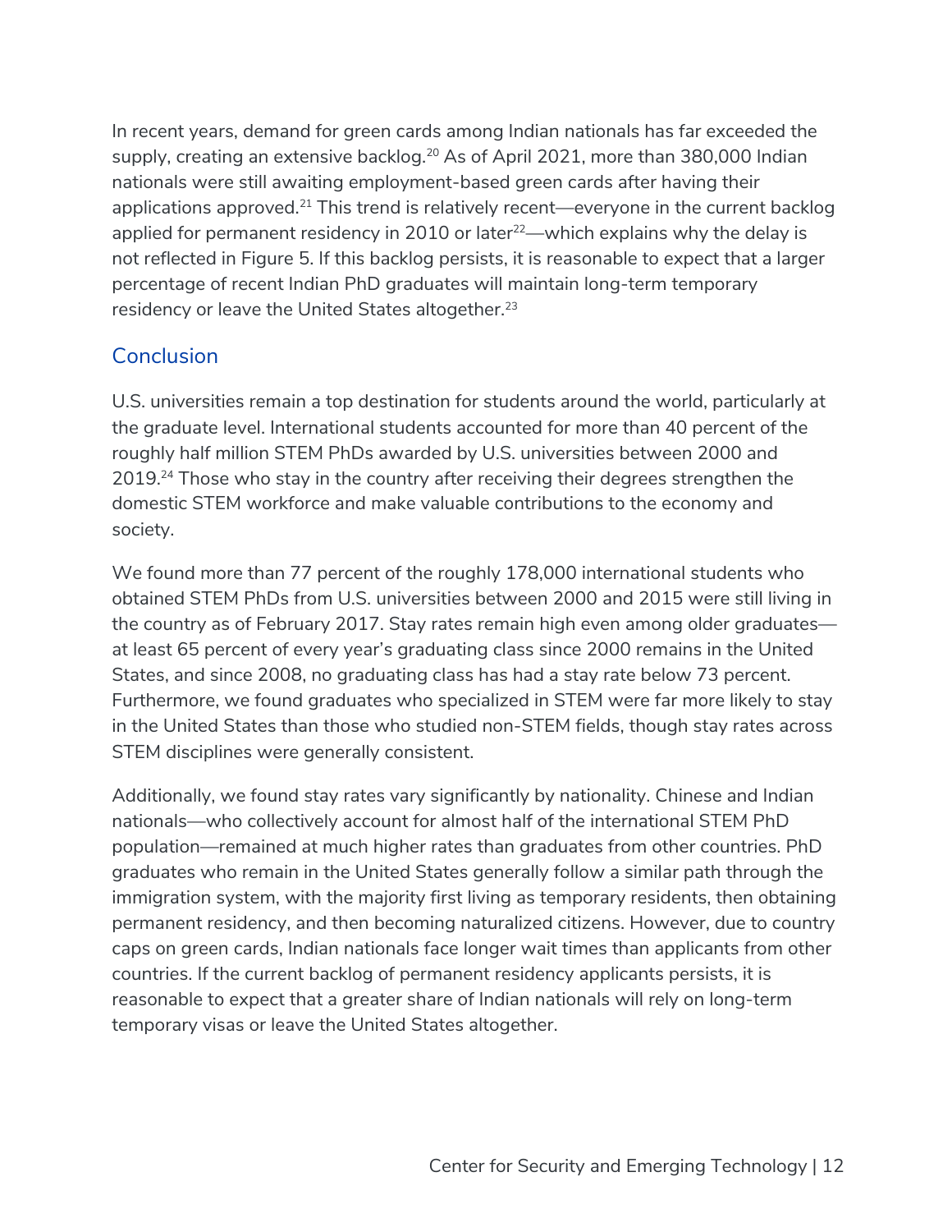In recent years, demand for green cards among Indian nationals has far exceeded the supply, creating an extensive backlog.[20] As of April 2021, more than 380,000 Indian nationals were still awaiting employment-based green cards after having their applications approved.[21] This trend is relatively recent—everyone in the current backlog applied for permanent residency in 2010 or later[22]—which explains why the delay is not reflected in Figure 5. If this backlog persists, it is reasonable to expect that a larger percentage of recent Indian PhD graduates will maintain long-term temporary residency or leave the United States altogether.[23]

## Conclusion

U.S. universities remain a top destination for students around the world, particularly at the graduate level. International students accounted for more than 40 percent of the roughly half million STEM PhDs awarded by U.S. universities between 2000 and 2019.[24] Those who stay in the country after receiving their degrees strengthen the domestic STEM workforce and make valuable contributions to the economy and society.

We found more than 77 percent of the roughly 178,000 international students who obtained STEM PhDs from U.S. universities between 2000 and 2015 were still living in the country as of February 2017. Stay rates remain high even among older graduates—at least 65 percent of every year's graduating class since 2000 remains in the United States, and since 2008, no graduating class has had a stay rate below 73 percent. Furthermore, we found graduates who specialized in STEM were far more likely to stay in the United States than those who studied non-STEM fields, though stay rates across STEM disciplines were generally consistent.

Additionally, we found stay rates vary significantly by nationality. Chinese and Indian nationals—who collectively account for almost half of the international STEM PhD population—remained at much higher rates than graduates from other countries. PhD graduates who remain in the United States generally follow a similar path through the immigration system, with the majority first living as temporary residents, then obtaining permanent residency, and then becoming naturalized citizens. However, due to country caps on green cards, Indian nationals face longer wait times than applicants from other countries. If the current backlog of permanent residency applicants persists, it is reasonable to expect that a greater share of Indian nationals will rely on long-term temporary visas or leave the United States altogether.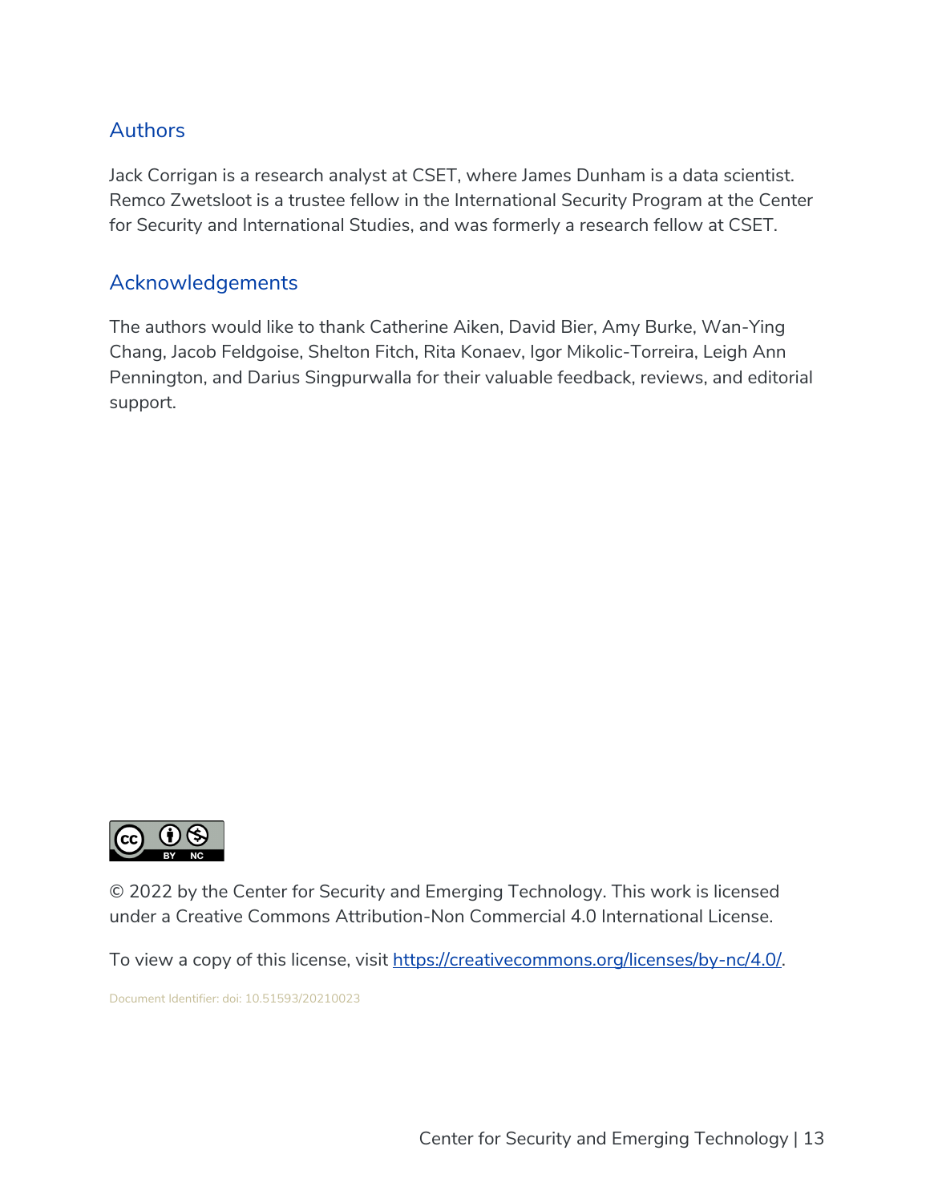## Authors

Jack Corrigan is a research analyst at CSET, where James Dunham is a data scientist. Remco Zwetsloot is a trustee fellow in the International Security Program at the Center for Security and International Studies, and was formerly a research fellow at CSET.

## Acknowledgements

The authors would like to thank Catherine Aiken, David Bier, Amy Burke, Wan-Ying Chang, Jacob Feldgoise, Shelton Fitch, Rita Konaev, Igor Mikolic-Torreira, Leigh Ann Pennington, and Darius Singpurwalla for their valuable feedback, reviews, and editorial support.

© 2022 by the Center for Security and Emerging Technology. This work is licensed under a Creative Commons Attribution-Non Commercial 4.0 International License.

To view a copy of this license, visit [https://creativecommons.org/licenses/by-nc/4.0/](https://creativecommons.org/licenses/by-nc/4.0/).

Document Identifier: doi: 10.51593/20210023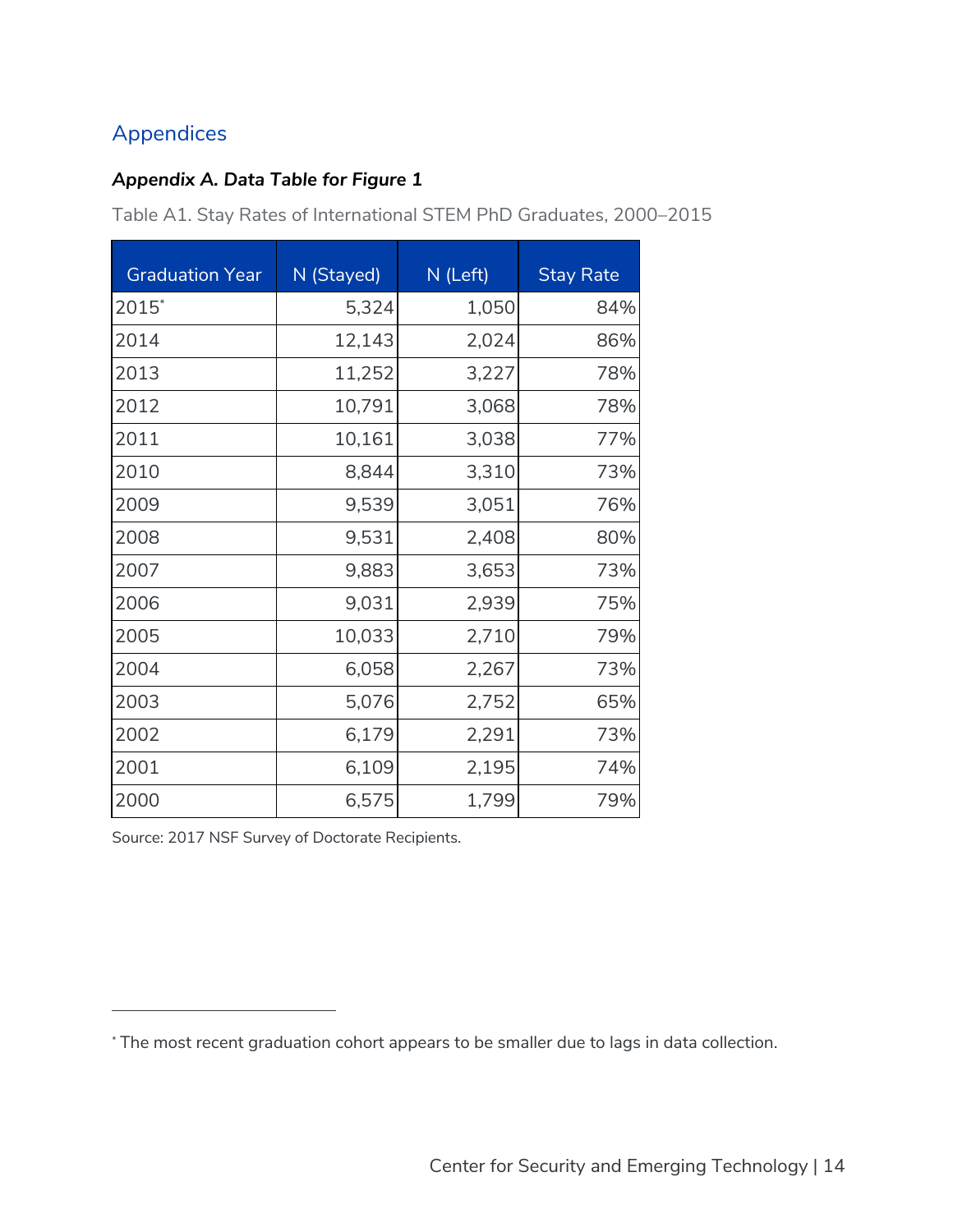## Appendices

### *Appendix A. Data Table for Figure 1*

Table A1. Stay Rates of International STEM PhD Graduates, 2000–2015

| Graduation Year | N (Stayed) | N (Left) | Stay Rate |
|---|---:|---:|---:|
| 2015* | 5,324 | 1,050 | 84% |
| 2014 | 12,143 | 2,024 | 86% |
| 2013 | 11,252 | 3,227 | 78% |
| 2012 | 10,791 | 3,068 | 78% |
| 2011 | 10,161 | 3,038 | 77% |
| 2010 | 8,844 | 3,310 | 73% |
| 2009 | 9,539 | 3,051 | 76% |
| 2008 | 9,531 | 2,408 | 80% |
| 2007 | 9,883 | 3,653 | 73% |
| 2006 | 9,031 | 2,939 | 75% |
| 2005 | 10,033 | 2,710 | 79% |
| 2004 | 6,058 | 2,267 | 73% |
| 2003 | 5,076 | 2,752 | 65% |
| 2002 | 6,179 | 2,291 | 73% |
| 2001 | 6,109 | 2,195 | 74% |
| 2000 | 6,575 | 1,799 | 79% |

Source: 2017 NSF Survey of Doctorate Recipients.

* The most recent graduation cohort appears to be smaller due to lags in data collection.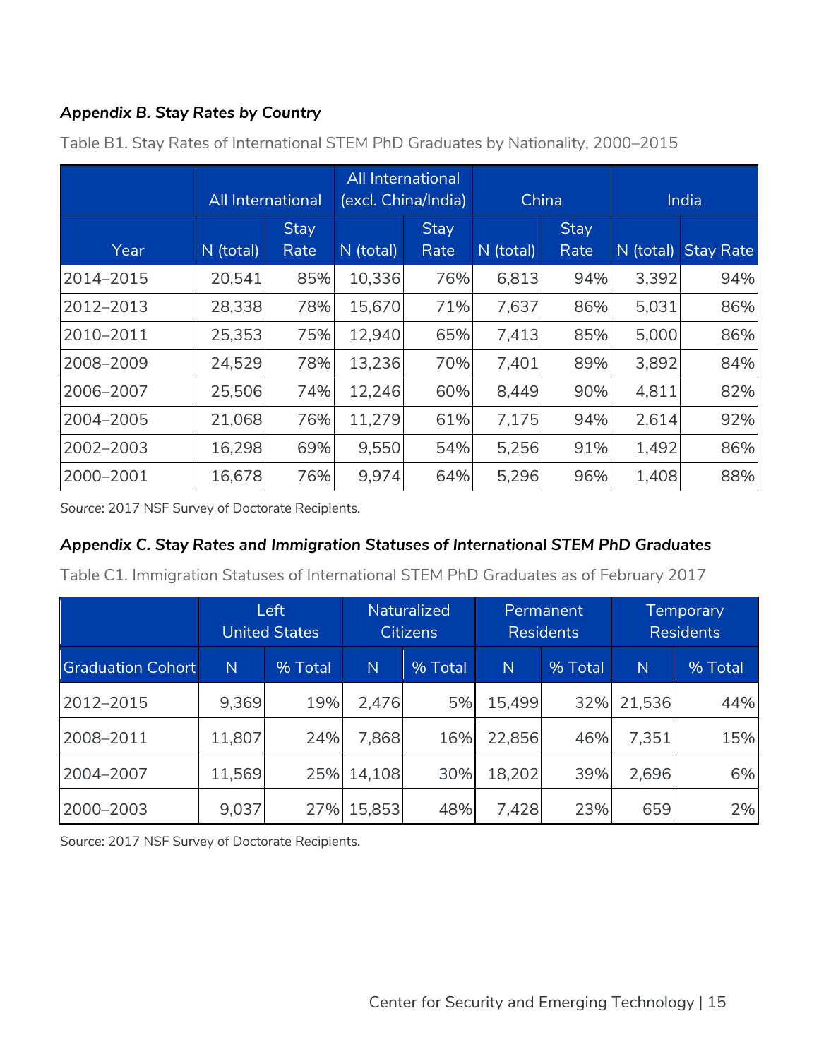### *Appendix B. Stay Rates by Country*

Table B1. Stay Rates of International STEM PhD Graduates by Nationality, 2000–2015

| | All International | | All International (excl. China/India) | | China | | India | |
|---|---|---|---|---|---|---|---|---|
| Year | N (total) | Stay Rate | N (total) | Stay Rate | N (total) | Stay Rate | N (total) | Stay Rate |
| 2014–2015 | 20,541 | 85% | 10,336 | 76% | 6,813 | 94% | 3,392 | 94% |
| 2012–2013 | 28,338 | 78% | 15,670 | 71% | 7,637 | 86% | 5,031 | 86% |
| 2010–2011 | 25,353 | 75% | 12,940 | 65% | 7,413 | 85% | 5,000 | 86% |
| 2008–2009 | 24,529 | 78% | 13,236 | 70% | 7,401 | 89% | 3,892 | 84% |
| 2006–2007 | 25,506 | 74% | 12,246 | 60% | 8,449 | 90% | 4,811 | 82% |
| 2004–2005 | 21,068 | 76% | 11,279 | 61% | 7,175 | 94% | 2,614 | 92% |
| 2002–2003 | 16,298 | 69% | 9,550 | 54% | 5,256 | 91% | 1,492 | 86% |
| 2000–2001 | 16,678 | 76% | 9,974 | 64% | 5,296 | 96% | 1,408 | 88% |

Source: 2017 NSF Survey of Doctorate Recipients.

### *Appendix C. Stay Rates and Immigration Statuses of International STEM PhD Graduates*

Table C1. Immigration Statuses of International STEM PhD Graduates as of February 2017

| | Left United States | | Naturalized Citizens | | Permanent Residents | | Temporary Residents | |
|---|---|---|---|---|---|---|---|---|
| Graduation Cohort | N | % Total | N | % Total | N | % Total | N | % Total |
| 2012–2015 | 9,369 | 19% | 2,476 | 5% | 15,499 | 32% | 21,536 | 44% |
| 2008–2011 | 11,807 | 24% | 7,868 | 16% | 22,856 | 46% | 7,351 | 15% |
| 2004–2007 | 11,569 | 25% | 14,108 | 30% | 18,202 | 39% | 2,696 | 6% |
| 2000–2003 | 9,037 | 27% | 15,853 | 48% | 7,428 | 23% | 659 | 2% |

Source: 2017 NSF Survey of Doctorate Recipients.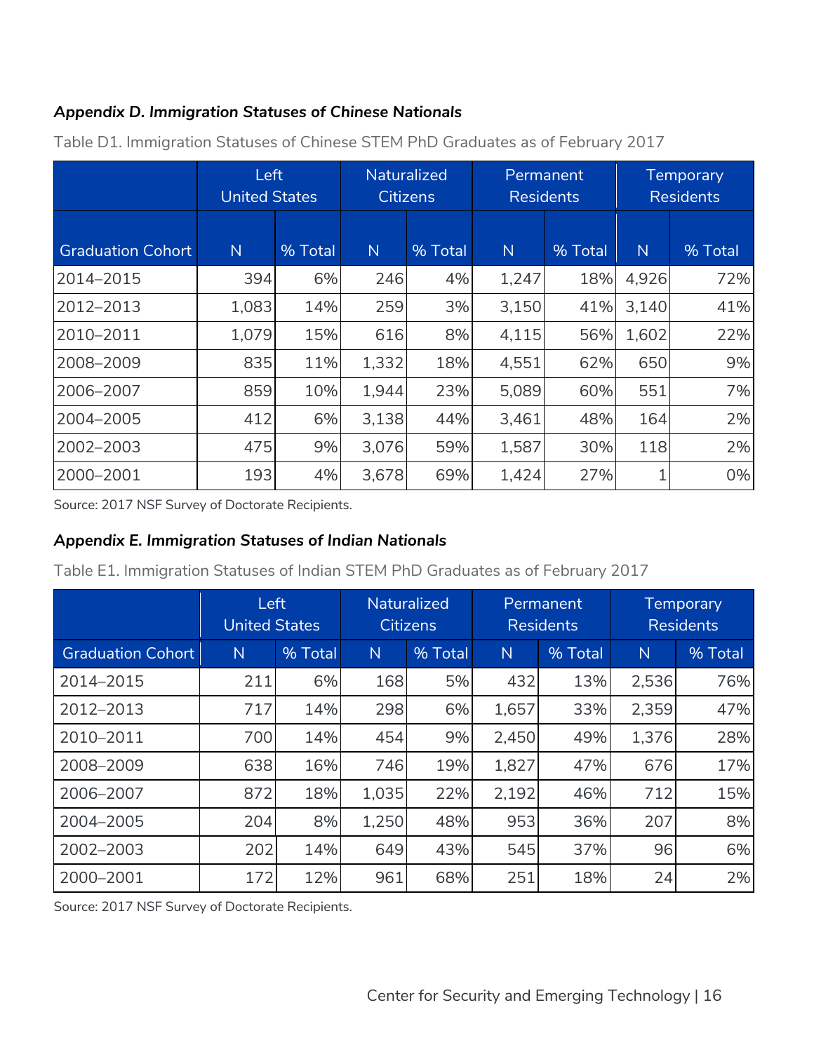***Appendix D. Immigration Statuses of Chinese Nationals***

Table D1. Immigration Statuses of Chinese STEM PhD Graduates as of February 2017

| | Left United States | | Naturalized Citizens | | Permanent Residents | | Temporary Residents | |
|---|---|---|---|---|---|---|---|---|
| Graduation Cohort | N | % Total | N | % Total | N | % Total | N | % Total |
| 2014–2015 | 394 | 6% | 246 | 4% | 1,247 | 18% | 4,926 | 72% |
| 2012–2013 | 1,083 | 14% | 259 | 3% | 3,150 | 41% | 3,140 | 41% |
| 2010–2011 | 1,079 | 15% | 616 | 8% | 4,115 | 56% | 1,602 | 22% |
| 2008–2009 | 835 | 11% | 1,332 | 18% | 4,551 | 62% | 650 | 9% |
| 2006–2007 | 859 | 10% | 1,944 | 23% | 5,089 | 60% | 551 | 7% |
| 2004–2005 | 412 | 6% | 3,138 | 44% | 3,461 | 48% | 164 | 2% |
| 2002–2003 | 475 | 9% | 3,076 | 59% | 1,587 | 30% | 118 | 2% |
| 2000–2001 | 193 | 4% | 3,678 | 69% | 1,424 | 27% | 1 | 0% |

Source: 2017 NSF Survey of Doctorate Recipients.

***Appendix E. Immigration Statuses of Indian Nationals***

Table E1. Immigration Statuses of Indian STEM PhD Graduates as of February 2017

| | Left United States | | Naturalized Citizens | | Permanent Residents | | Temporary Residents | |
|---|---|---|---|---|---|---|---|---|
| Graduation Cohort | N | % Total | N | % Total | N | % Total | N | % Total |
| 2014–2015 | 211 | 6% | 168 | 5% | 432 | 13% | 2,536 | 76% |
| 2012–2013 | 717 | 14% | 298 | 6% | 1,657 | 33% | 2,359 | 47% |
| 2010–2011 | 700 | 14% | 454 | 9% | 2,450 | 49% | 1,376 | 28% |
| 2008–2009 | 638 | 16% | 746 | 19% | 1,827 | 47% | 676 | 17% |
| 2006–2007 | 872 | 18% | 1,035 | 22% | 2,192 | 46% | 712 | 15% |
| 2004–2005 | 204 | 8% | 1,250 | 48% | 953 | 36% | 207 | 8% |
| 2002–2003 | 202 | 14% | 649 | 43% | 545 | 37% | 96 | 6% |
| 2000–2001 | 172 | 12% | 961 | 68% | 251 | 18% | 24 | 2% |

Source: 2017 NSF Survey of Doctorate Recipients.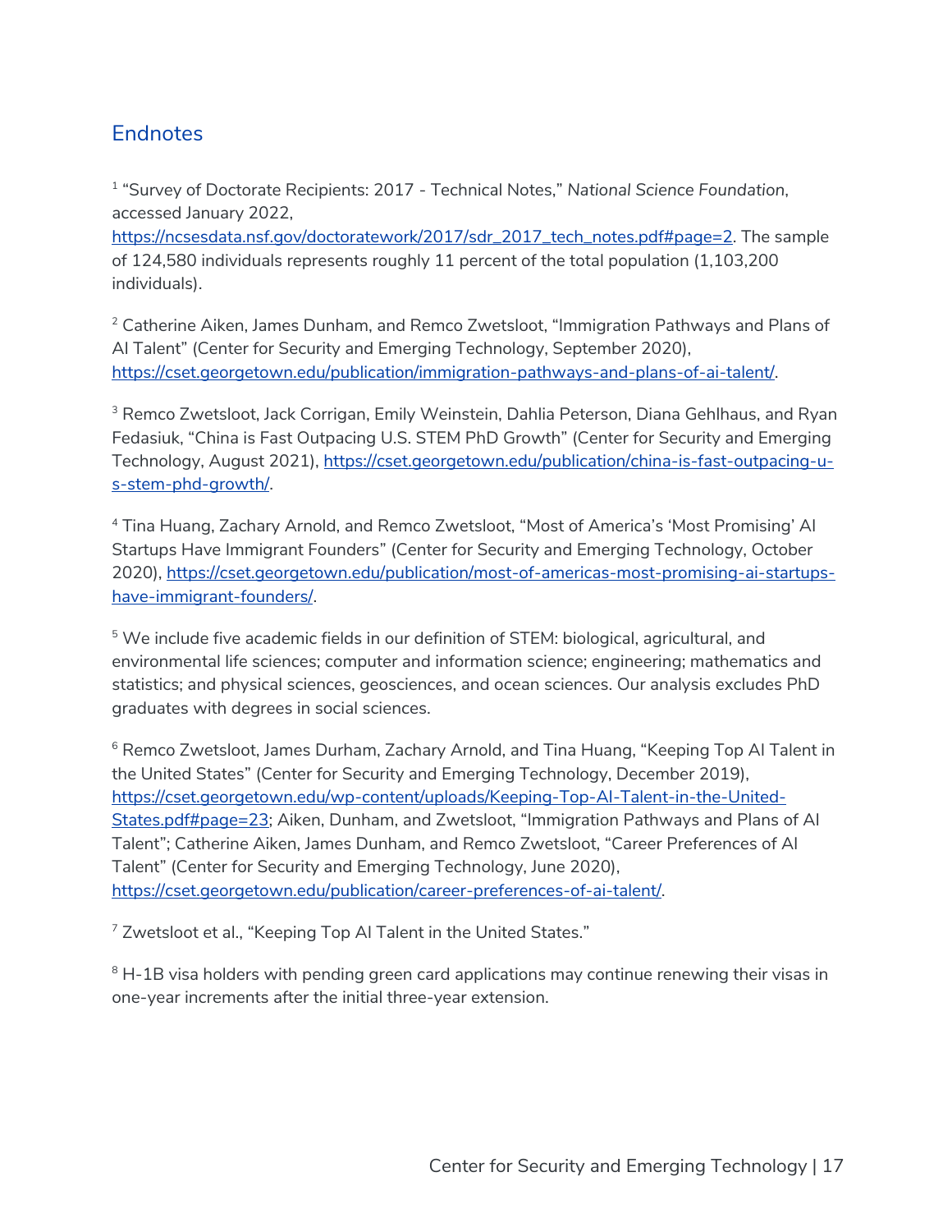## Endnotes

[1] "Survey of Doctorate Recipients: 2017 - Technical Notes," *National Science Foundation*, accessed January 2022, https://ncsesdata.nsf.gov/doctoratework/2017/sdr_2017_tech_notes.pdf#page=2. The sample of 124,580 individuals represents roughly 11 percent of the total population (1,103,200 individuals).

[2] Catherine Aiken, James Dunham, and Remco Zwetsloot, "Immigration Pathways and Plans of AI Talent" (Center for Security and Emerging Technology, September 2020), https://cset.georgetown.edu/publication/immigration-pathways-and-plans-of-ai-talent/.

[3] Remco Zwetsloot, Jack Corrigan, Emily Weinstein, Dahlia Peterson, Diana Gehlhaus, and Ryan Fedasiuk, "China is Fast Outpacing U.S. STEM PhD Growth" (Center for Security and Emerging Technology, August 2021), https://cset.georgetown.edu/publication/china-is-fast-outpacing-u-s-stem-phd-growth/.

[4] Tina Huang, Zachary Arnold, and Remco Zwetsloot, "Most of America's 'Most Promising' AI Startups Have Immigrant Founders" (Center for Security and Emerging Technology, October 2020), https://cset.georgetown.edu/publication/most-of-americas-most-promising-ai-startups-have-immigrant-founders/.

[5] We include five academic fields in our definition of STEM: biological, agricultural, and environmental life sciences; computer and information science; engineering; mathematics and statistics; and physical sciences, geosciences, and ocean sciences. Our analysis excludes PhD graduates with degrees in social sciences.

[6] Remco Zwetsloot, James Durham, Zachary Arnold, and Tina Huang, "Keeping Top AI Talent in the United States" (Center for Security and Emerging Technology, December 2019), https://cset.georgetown.edu/wp-content/uploads/Keeping-Top-AI-Talent-in-the-United-States.pdf#page=23; Aiken, Dunham, and Zwetsloot, "Immigration Pathways and Plans of AI Talent"; Catherine Aiken, James Dunham, and Remco Zwetsloot, "Career Preferences of AI Talent" (Center for Security and Emerging Technology, June 2020), https://cset.georgetown.edu/publication/career-preferences-of-ai-talent/.

[7] Zwetsloot et al., "Keeping Top AI Talent in the United States."

[8] H-1B visa holders with pending green card applications may continue renewing their visas in one-year increments after the initial three-year extension.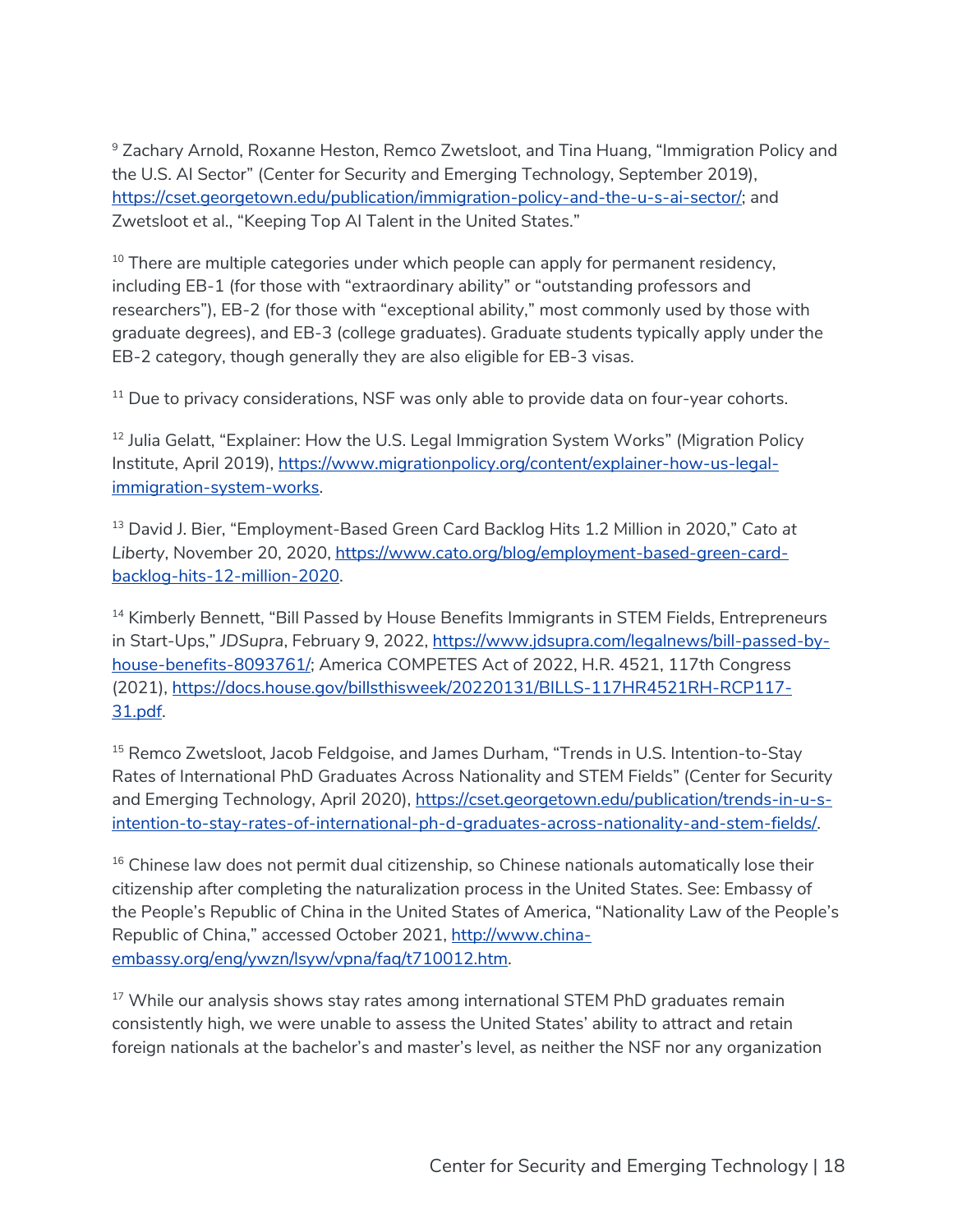[9] Zachary Arnold, Roxanne Heston, Remco Zwetsloot, and Tina Huang, "Immigration Policy and the U.S. AI Sector" (Center for Security and Emerging Technology, September 2019), https://cset.georgetown.edu/publication/immigration-policy-and-the-u-s-ai-sector/; and Zwetsloot et al., "Keeping Top AI Talent in the United States."

[10] There are multiple categories under which people can apply for permanent residency, including EB-1 (for those with "extraordinary ability" or "outstanding professors and researchers"), EB-2 (for those with "exceptional ability," most commonly used by those with graduate degrees), and EB-3 (college graduates). Graduate students typically apply under the EB-2 category, though generally they are also eligible for EB-3 visas.

[11] Due to privacy considerations, NSF was only able to provide data on four-year cohorts.

[12] Julia Gelatt, "Explainer: How the U.S. Legal Immigration System Works" (Migration Policy Institute, April 2019), https://www.migrationpolicy.org/content/explainer-how-us-legal-immigration-system-works.

[13] David J. Bier, "Employment-Based Green Card Backlog Hits 1.2 Million in 2020," *Cato at Liberty*, November 20, 2020, https://www.cato.org/blog/employment-based-green-card-backlog-hits-12-million-2020.

[14] Kimberly Bennett, "Bill Passed by House Benefits Immigrants in STEM Fields, Entrepreneurs in Start-Ups," *JDSupra*, February 9, 2022, https://www.jdsupra.com/legalnews/bill-passed-by-house-benefits-8093761/; America COMPETES Act of 2022, H.R. 4521, 117th Congress (2021), https://docs.house.gov/billsthisweek/20220131/BILLS-117HR4521RH-RCP117-31.pdf.

[15] Remco Zwetsloot, Jacob Feldgoise, and James Durham, "Trends in U.S. Intention-to-Stay Rates of International PhD Graduates Across Nationality and STEM Fields" (Center for Security and Emerging Technology, April 2020), https://cset.georgetown.edu/publication/trends-in-u-s-intention-to-stay-rates-of-international-ph-d-graduates-across-nationality-and-stem-fields/.

[16] Chinese law does not permit dual citizenship, so Chinese nationals automatically lose their citizenship after completing the naturalization process in the United States. See: Embassy of the People's Republic of China in the United States of America, "Nationality Law of the People's Republic of China," accessed October 2021, http://www.china-embassy.org/eng/ywzn/lsyw/vpna/faq/t710012.htm.

[17] While our analysis shows stay rates among international STEM PhD graduates remain consistently high, we were unable to assess the United States' ability to attract and retain foreign nationals at the bachelor's and master's level, as neither the NSF nor any organization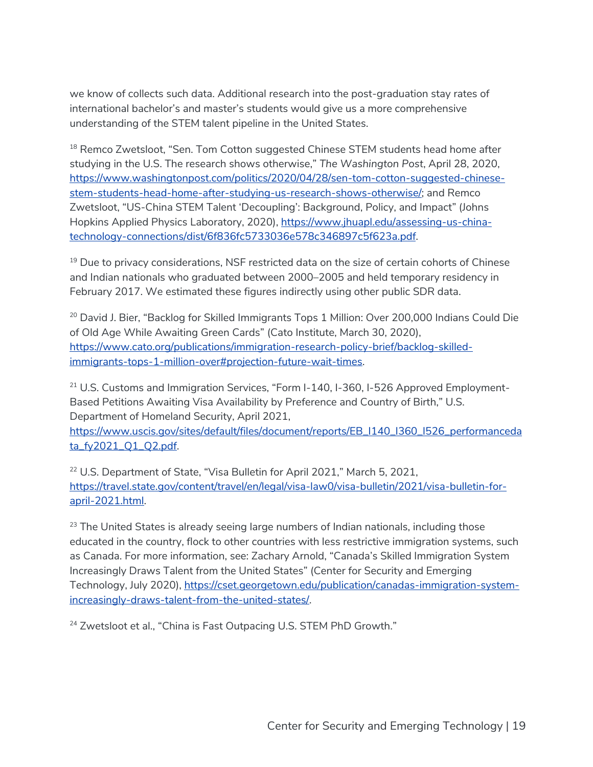we know of collects such data. Additional research into the post-graduation stay rates of international bachelor's and master's students would give us a more comprehensive understanding of the STEM talent pipeline in the United States.

[18] Remco Zwetsloot, "Sen. Tom Cotton suggested Chinese STEM students head home after studying in the U.S. The research shows otherwise," *The Washington Post*, April 28, 2020, https://www.washingtonpost.com/politics/2020/04/28/sen-tom-cotton-suggested-chinese-stem-students-head-home-after-studying-us-research-shows-otherwise/; and Remco Zwetsloot, "US-China STEM Talent 'Decoupling': Background, Policy, and Impact" (Johns Hopkins Applied Physics Laboratory, 2020), https://www.jhuapl.edu/assessing-us-china-technology-connections/dist/6f836fc5733036e578c346897c5f623a.pdf.

[19] Due to privacy considerations, NSF restricted data on the size of certain cohorts of Chinese and Indian nationals who graduated between 2000–2005 and held temporary residency in February 2017. We estimated these figures indirectly using other public SDR data.

[20] David J. Bier, "Backlog for Skilled Immigrants Tops 1 Million: Over 200,000 Indians Could Die of Old Age While Awaiting Green Cards" (Cato Institute, March 30, 2020), https://www.cato.org/publications/immigration-research-policy-brief/backlog-skilled-immigrants-tops-1-million-over#projection-future-wait-times.

[21] U.S. Customs and Immigration Services, "Form I-140, I-360, I-526 Approved Employment-Based Petitions Awaiting Visa Availability by Preference and Country of Birth," U.S. Department of Homeland Security, April 2021, https://www.uscis.gov/sites/default/files/document/reports/EB_I140_I360_I526_performancedata_fy2021_Q1_Q2.pdf.

[22] U.S. Department of State, "Visa Bulletin for April 2021," March 5, 2021, https://travel.state.gov/content/travel/en/legal/visa-law0/visa-bulletin/2021/visa-bulletin-for-april-2021.html.

[23] The United States is already seeing large numbers of Indian nationals, including those educated in the country, flock to other countries with less restrictive immigration systems, such as Canada. For more information, see: Zachary Arnold, "Canada's Skilled Immigration System Increasingly Draws Talent from the United States" (Center for Security and Emerging Technology, July 2020), https://cset.georgetown.edu/publication/canadas-immigration-system-increasingly-draws-talent-from-the-united-states/.

[24] Zwetsloot et al., "China is Fast Outpacing U.S. STEM PhD Growth."